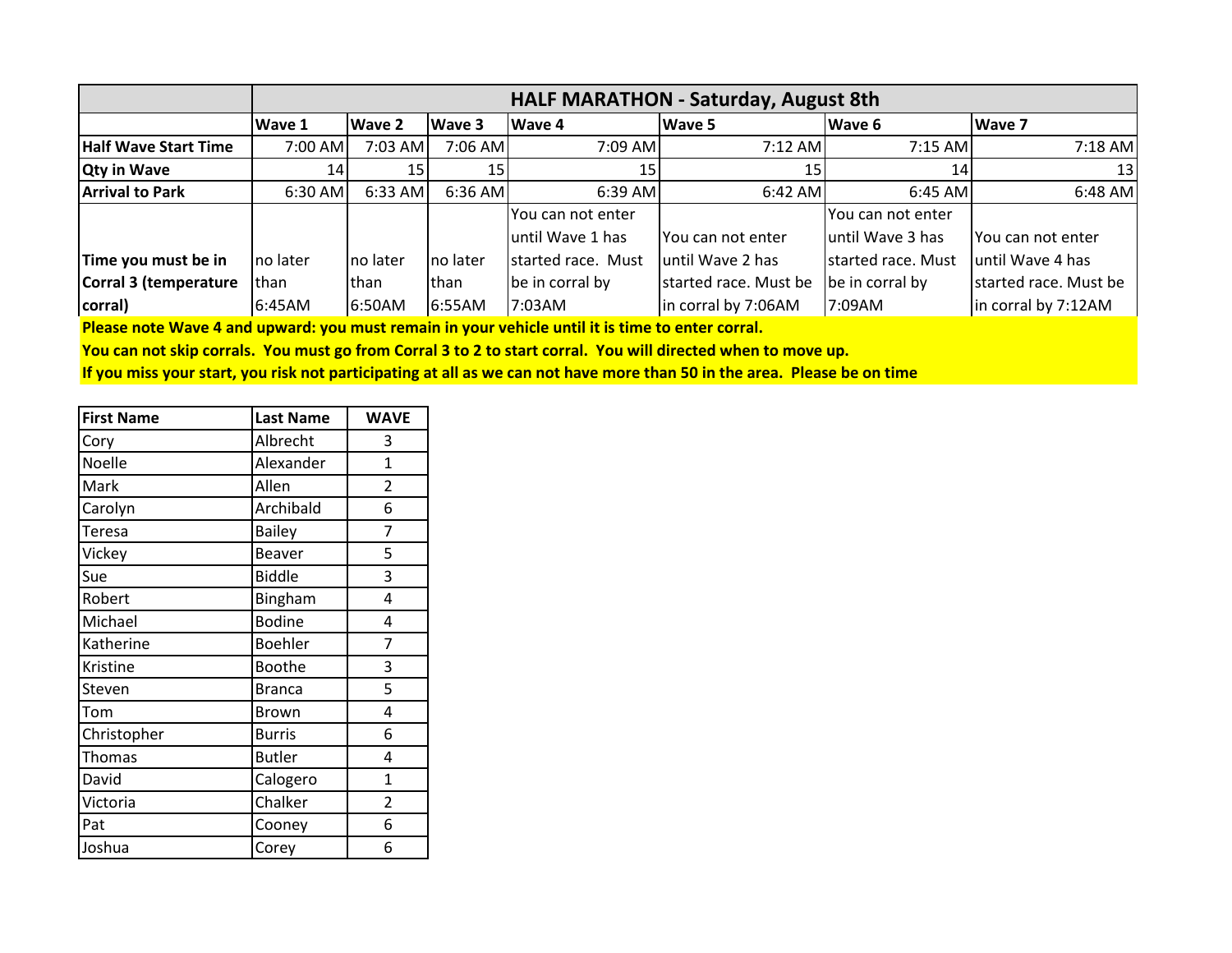| | HALF MARATHON - Saturday, August 8th | | | | | | |
|---|---|---|---|---|---|---|---|
| | **Wave 1** | **Wave 2** | **Wave 3** | **Wave 4** | **Wave 5** | **Wave 6** | **Wave 7** |
| **Half Wave Start Time** | 7:00 AM | 7:03 AM | 7:06 AM | 7:09 AM | 7:12 AM | 7:15 AM | 7:18 AM |
| **Qty in Wave** | 14 | 15 | 15 | 15 | 15 | 14 | 13 |
| **Arrival to Park** | 6:30 AM | 6:33 AM | 6:36 AM | 6:39 AM | 6:42 AM | 6:45 AM | 6:48 AM |
| **Time you must be in Corral 3 (temperature corral)** | no later than 6:45AM | no later than 6:50AM | no later than 6:55AM | You can not enter until Wave 1 has started race. Must be in corral by 7:03AM | You can not enter until Wave 2 has started race. Must be in corral by 7:06AM | You can not enter until Wave 3 has started race. Must be in corral by 7:09AM | You can not enter until Wave 4 has started race. Must be in corral by 7:12AM |

**Please note Wave 4 and upward: you must remain in your vehicle until it is time to enter corral.**
**You can not skip corrals. You must go from Corral 3 to 2 to start corral. You will directed when to move up.**
**If you miss your start, you risk not participating at all as we can not have more than 50 in the area. Please be on time**

| First Name | Last Name | WAVE |
|---|---|---|
| Cory | Albrecht | 3 |
| Noelle | Alexander | 1 |
| Mark | Allen | 2 |
| Carolyn | Archibald | 6 |
| Teresa | Bailey | 7 |
| Vickey | Beaver | 5 |
| Sue | Biddle | 3 |
| Robert | Bingham | 4 |
| Michael | Bodine | 4 |
| Katherine | Boehler | 7 |
| Kristine | Boothe | 3 |
| Steven | Branca | 5 |
| Tom | Brown | 4 |
| Christopher | Burris | 6 |
| Thomas | Butler | 4 |
| David | Calogero | 1 |
| Victoria | Chalker | 2 |
| Pat | Cooney | 6 |
| Joshua | Corey | 6 |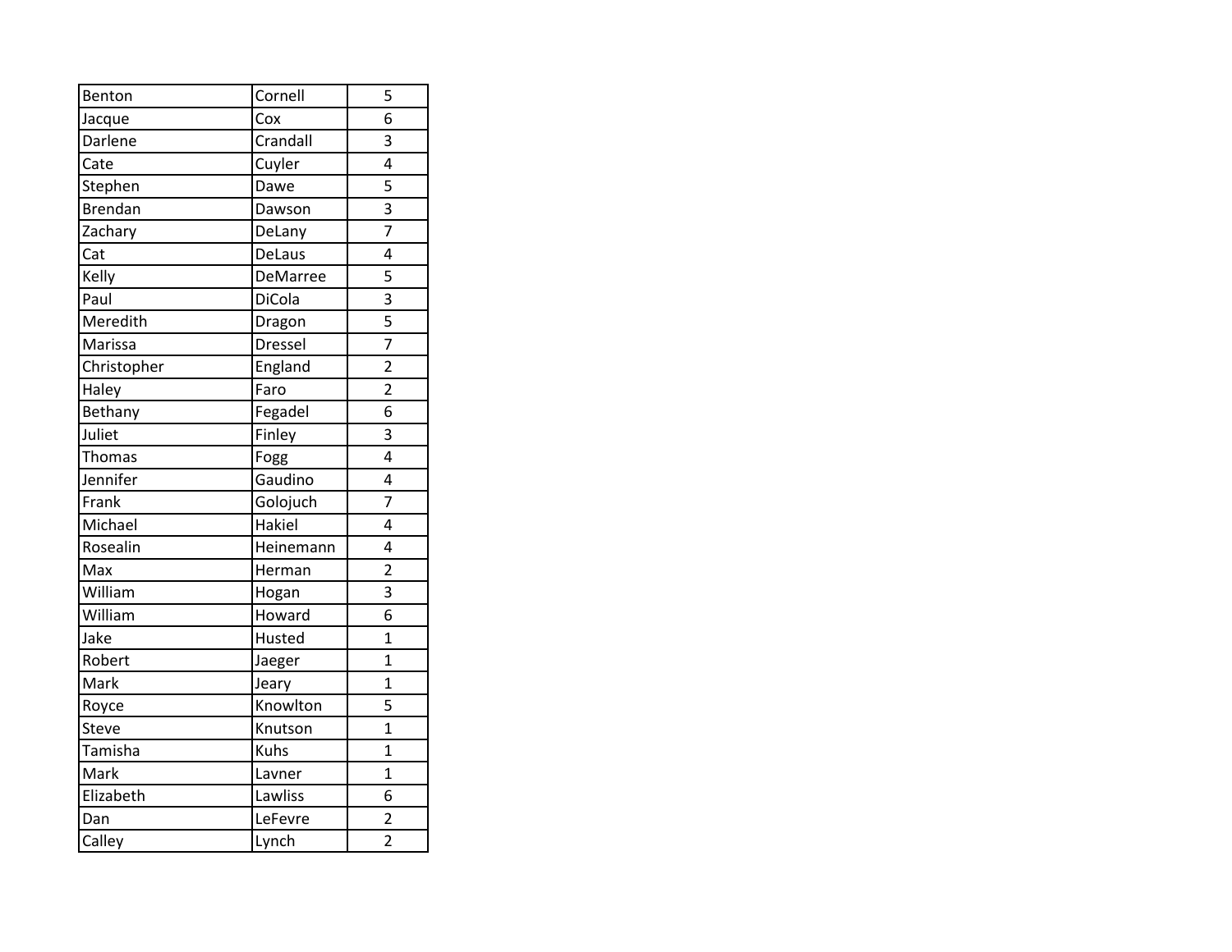| | | |
|---|---|---|
| Benton | Cornell | 5 |
| Jacque | Cox | 6 |
| Darlene | Crandall | 3 |
| Cate | Cuyler | 4 |
| Stephen | Dawe | 5 |
| Brendan | Dawson | 3 |
| Zachary | DeLany | 7 |
| Cat | DeLaus | 4 |
| Kelly | DeMarree | 5 |
| Paul | DiCola | 3 |
| Meredith | Dragon | 5 |
| Marissa | Dressel | 7 |
| Christopher | England | 2 |
| Haley | Faro | 2 |
| Bethany | Fegadel | 6 |
| Juliet | Finley | 3 |
| Thomas | Fogg | 4 |
| Jennifer | Gaudino | 4 |
| Frank | Golojuch | 7 |
| Michael | Hakiel | 4 |
| Rosealin | Heinemann | 4 |
| Max | Herman | 2 |
| William | Hogan | 3 |
| William | Howard | 6 |
| Jake | Husted | 1 |
| Robert | Jaeger | 1 |
| Mark | Jeary | 1 |
| Royce | Knowlton | 5 |
| Steve | Knutson | 1 |
| Tamisha | Kuhs | 1 |
| Mark | Lavner | 1 |
| Elizabeth | Lawliss | 6 |
| Dan | LeFevre | 2 |
| Calley | Lynch | 2 |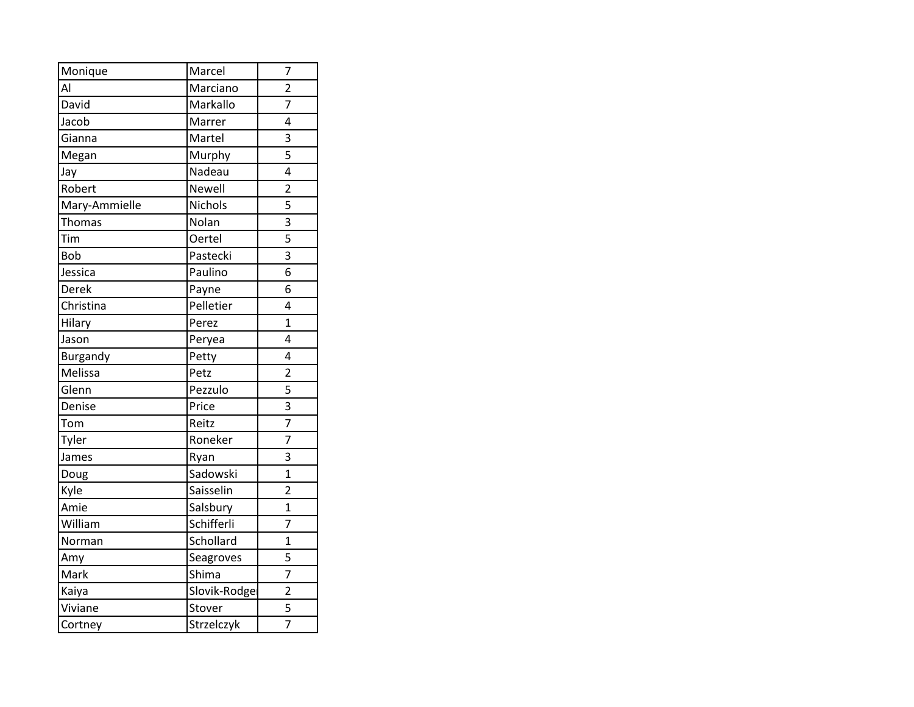| | | |
|---|---|---|
| Monique | Marcel | 7 |
| Al | Marciano | 2 |
| David | Markallo | 7 |
| Jacob | Marrer | 4 |
| Gianna | Martel | 3 |
| Megan | Murphy | 5 |
| Jay | Nadeau | 4 |
| Robert | Newell | 2 |
| Mary-Ammielle | Nichols | 5 |
| Thomas | Nolan | 3 |
| Tim | Oertel | 5 |
| Bob | Pastecki | 3 |
| Jessica | Paulino | 6 |
| Derek | Payne | 6 |
| Christina | Pelletier | 4 |
| Hilary | Perez | 1 |
| Jason | Peryea | 4 |
| Burgandy | Petty | 4 |
| Melissa | Petz | 2 |
| Glenn | Pezzulo | 5 |
| Denise | Price | 3 |
| Tom | Reitz | 7 |
| Tyler | Roneker | 7 |
| James | Ryan | 3 |
| Doug | Sadowski | 1 |
| Kyle | Saisselin | 2 |
| Amie | Salsbury | 1 |
| William | Schifferli | 7 |
| Norman | Schollard | 1 |
| Amy | Seagroves | 5 |
| Mark | Shima | 7 |
| Kaiya | Slovik-Rodger | 2 |
| Viviane | Stover | 5 |
| Cortney | Strzelczyk | 7 |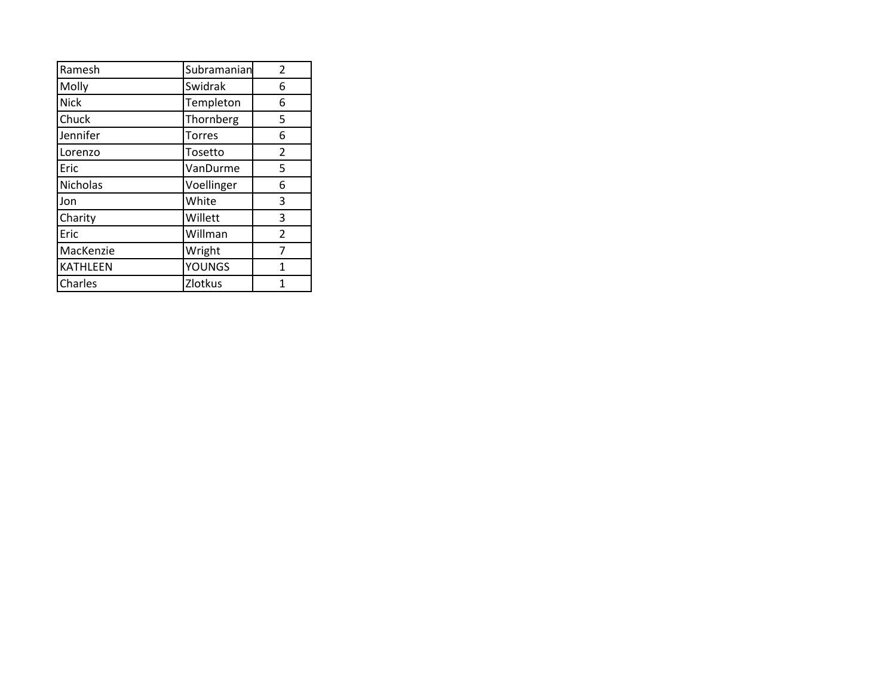| | | |
|---|---|---|
| Ramesh | Subramanian | 2 |
| Molly | Swidrak | 6 |
| Nick | Templeton | 6 |
| Chuck | Thornberg | 5 |
| Jennifer | Torres | 6 |
| Lorenzo | Tosetto | 2 |
| Eric | VanDurme | 5 |
| Nicholas | Voellinger | 6 |
| Jon | White | 3 |
| Charity | Willett | 3 |
| Eric | Willman | 2 |
| MacKenzie | Wright | 7 |
| KATHLEEN | YOUNGS | 1 |
| Charles | Zlotkus | 1 |